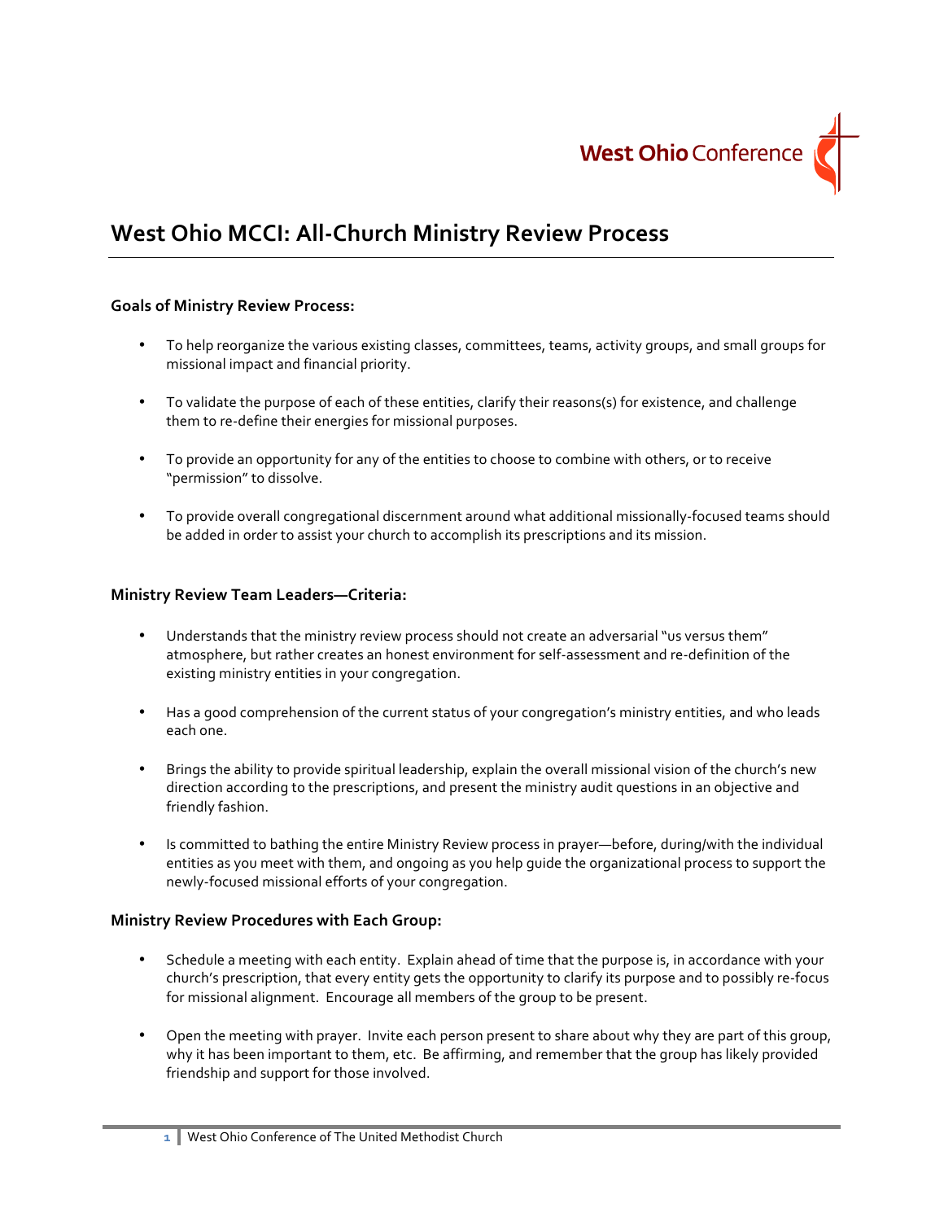West Ohio Conference

# West Ohio MCCI: All-Church Ministry Review Process

**Goals of Ministry Review Process:**

- To help reorganize the various existing classes, committees, teams, activity groups, and small groups for missional impact and financial priority.
- To validate the purpose of each of these entities, clarify their reasons(s) for existence, and challenge them to re-define their energies for missional purposes.
- To provide an opportunity for any of the entities to choose to combine with others, or to receive "permission" to dissolve.
- To provide overall congregational discernment around what additional missionally-focused teams should be added in order to assist your church to accomplish its prescriptions and its mission.

**Ministry Review Team Leaders—Criteria:**

- Understands that the ministry review process should not create an adversarial "us versus them" atmosphere, but rather creates an honest environment for self-assessment and re-definition of the existing ministry entities in your congregation.
- Has a good comprehension of the current status of your congregation's ministry entities, and who leads each one.
- Brings the ability to provide spiritual leadership, explain the overall missional vision of the church's new direction according to the prescriptions, and present the ministry audit questions in an objective and friendly fashion.
- Is committed to bathing the entire Ministry Review process in prayer—before, during/with the individual entities as you meet with them, and ongoing as you help guide the organizational process to support the newly-focused missional efforts of your congregation.

**Ministry Review Procedures with Each Group:**

- Schedule a meeting with each entity. Explain ahead of time that the purpose is, in accordance with your church's prescription, that every entity gets the opportunity to clarify its purpose and to possibly re-focus for missional alignment. Encourage all members of the group to be present.
- Open the meeting with prayer. Invite each person present to share about why they are part of this group, why it has been important to them, etc. Be affirming, and remember that the group has likely provided friendship and support for those involved.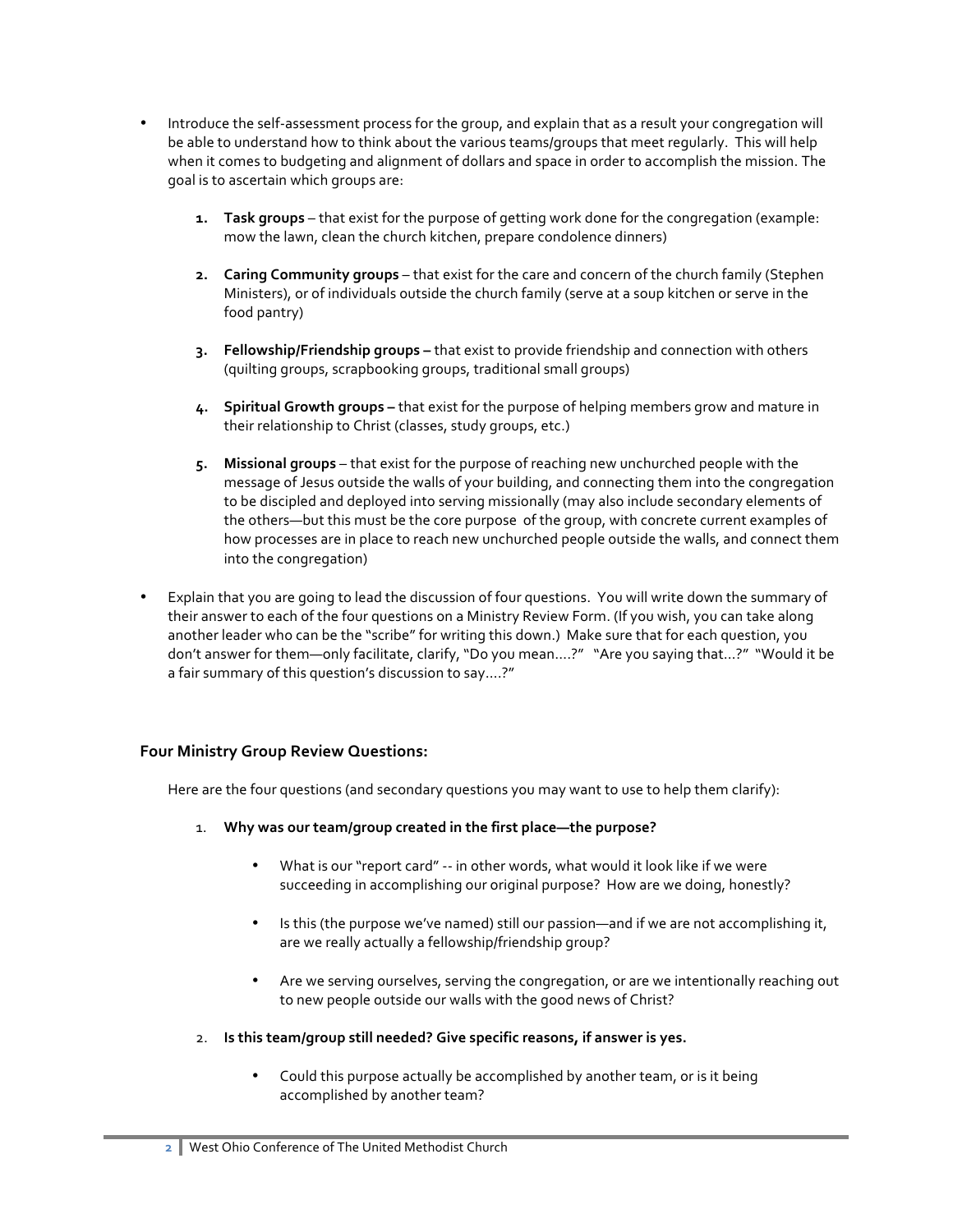- Introduce the self-assessment process for the group, and explain that as a result your congregation will be able to understand how to think about the various teams/groups that meet regularly. This will help when it comes to budgeting and alignment of dollars and space in order to accomplish the mission. The goal is to ascertain which groups are:

    1. **Task groups** – that exist for the purpose of getting work done for the congregation (example: mow the lawn, clean the church kitchen, prepare condolence dinners)

    2. **Caring Community groups** – that exist for the care and concern of the church family (Stephen Ministers), or of individuals outside the church family (serve at a soup kitchen or serve in the food pantry)

    3. **Fellowship/Friendship groups –** that exist to provide friendship and connection with others (quilting groups, scrapbooking groups, traditional small groups)

    4. **Spiritual Growth groups –** that exist for the purpose of helping members grow and mature in their relationship to Christ (classes, study groups, etc.)

    5. **Missional groups** – that exist for the purpose of reaching new unchurched people with the message of Jesus outside the walls of your building, and connecting them into the congregation to be discipled and deployed into serving missionally (may also include secondary elements of the others—but this must be the core purpose of the group, with concrete current examples of how processes are in place to reach new unchurched people outside the walls, and connect them into the congregation)

- Explain that you are going to lead the discussion of four questions. You will write down the summary of their answer to each of the four questions on a Ministry Review Form. (If you wish, you can take along another leader who can be the "scribe" for writing this down.) Make sure that for each question, you don't answer for them—only facilitate, clarify, "Do you mean….?" "Are you saying that…?" "Would it be a fair summary of this question's discussion to say….?"

### Four Ministry Group Review Questions:

Here are the four questions (and secondary questions you may want to use to help them clarify):

1. **Why was our team/group created in the first place—the purpose?**

    - What is our "report card" -- in other words, what would it look like if we were succeeding in accomplishing our original purpose? How are we doing, honestly?

    - Is this (the purpose we've named) still our passion—and if we are not accomplishing it, are we really actually a fellowship/friendship group?

    - Are we serving ourselves, serving the congregation, or are we intentionally reaching out to new people outside our walls with the good news of Christ?

2. **Is this team/group still needed? Give specific reasons, if answer is yes.**

    - Could this purpose actually be accomplished by another team, or is it being accomplished by another team?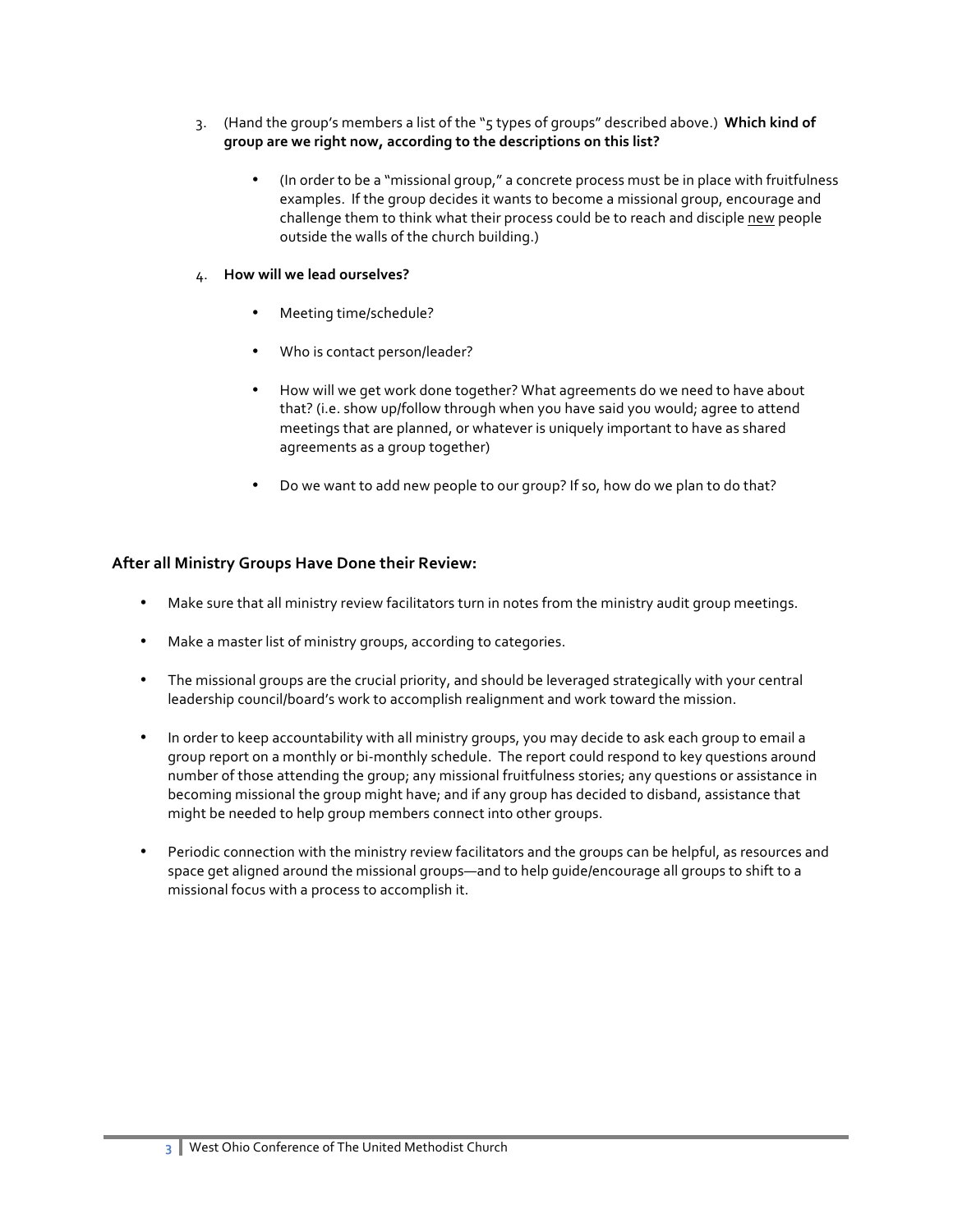3. (Hand the group's members a list of the "5 types of groups" described above.) **Which kind of group are we right now, according to the descriptions on this list?**

    - (In order to be a "missional group," a concrete process must be in place with fruitfulness examples. If the group decides it wants to become a missional group, encourage and challenge them to think what their process could be to reach and disciple <u>new</u> people outside the walls of the church building.)

4. **How will we lead ourselves?**

    - Meeting time/schedule?
    - Who is contact person/leader?
    - How will we get work done together? What agreements do we need to have about that? (i.e. show up/follow through when you have said you would; agree to attend meetings that are planned, or whatever is uniquely important to have as shared agreements as a group together)
    - Do we want to add new people to our group? If so, how do we plan to do that?

### After all Ministry Groups Have Done their Review:

- Make sure that all ministry review facilitators turn in notes from the ministry audit group meetings.
- Make a master list of ministry groups, according to categories.
- The missional groups are the crucial priority, and should be leveraged strategically with your central leadership council/board's work to accomplish realignment and work toward the mission.
- In order to keep accountability with all ministry groups, you may decide to ask each group to email a group report on a monthly or bi-monthly schedule. The report could respond to key questions around number of those attending the group; any missional fruitfulness stories; any questions or assistance in becoming missional the group might have; and if any group has decided to disband, assistance that might be needed to help group members connect into other groups.
- Periodic connection with the ministry review facilitators and the groups can be helpful, as resources and space get aligned around the missional groups—and to help guide/encourage all groups to shift to a missional focus with a process to accomplish it.